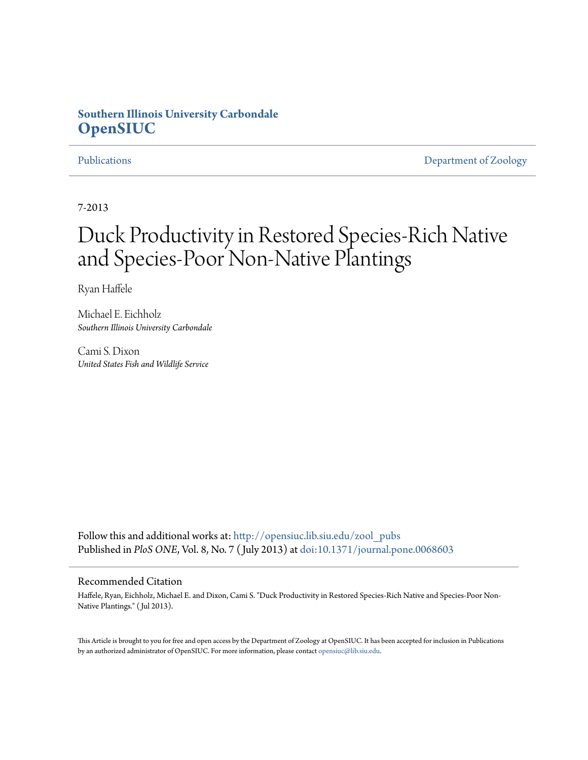**Southern Illinois University Carbondale**
**OpenSIUC**

Publications | Department of Zoology

7-2013

# Duck Productivity in Restored Species-Rich Native and Species-Poor Non-Native Plantings

Ryan Haffele

Michael E. Eichholz
*Southern Illinois University Carbondale*

Cami S. Dixon
*United States Fish and Wildlife Service*

Follow this and additional works at: http://opensiuc.lib.siu.edu/zool_pubs
Published in *PloS ONE*, Vol. 8, No. 7 ( July 2013) at doi:10.1371/journal.pone.0068603

## Recommended Citation

Haffele, Ryan, Eichholz, Michael E. and Dixon, Cami S. "Duck Productivity in Restored Species-Rich Native and Species-Poor Non-Native Plantings." ( Jul 2013).

This Article is brought to you for free and open access by the Department of Zoology at OpenSIUC. It has been accepted for inclusion in Publications by an authorized administrator of OpenSIUC. For more information, please contact opensiuc@lib.siu.edu.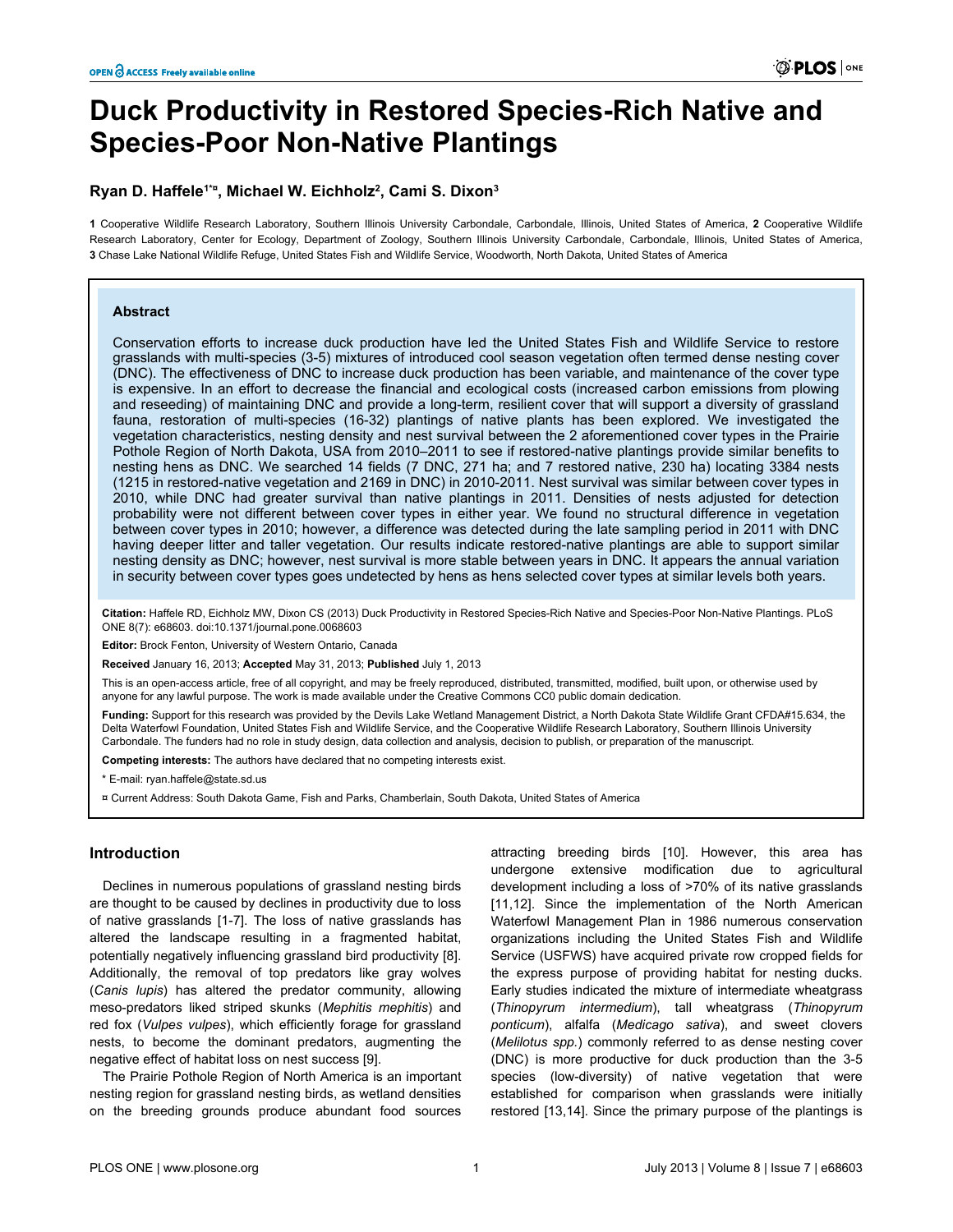# Duck Productivity in Restored Species-Rich Native and Species-Poor Non-Native Plantings

**Ryan D. Haffele[1*¤], Michael W. Eichholz[2], Cami S. Dixon[3]**

**1** Cooperative Wildlife Research Laboratory, Southern Illinois University Carbondale, Carbondale, Illinois, United States of America, **2** Cooperative Wildlife Research Laboratory, Center for Ecology, Department of Zoology, Southern Illinois University Carbondale, Carbondale, Illinois, United States of America, **3** Chase Lake National Wildlife Refuge, United States Fish and Wildlife Service, Woodworth, North Dakota, United States of America

## Abstract

Conservation efforts to increase duck production have led the United States Fish and Wildlife Service to restore grasslands with multi-species (3-5) mixtures of introduced cool season vegetation often termed dense nesting cover (DNC). The effectiveness of DNC to increase duck production has been variable, and maintenance of the cover type is expensive. In an effort to decrease the financial and ecological costs (increased carbon emissions from plowing and reseeding) of maintaining DNC and provide a long-term, resilient cover that will support a diversity of grassland fauna, restoration of multi-species (16-32) plantings of native plants has been explored. We investigated the vegetation characteristics, nesting density and nest survival between the 2 aforementioned cover types in the Prairie Pothole Region of North Dakota, USA from 2010–2011 to see if restored-native plantings provide similar benefits to nesting hens as DNC. We searched 14 fields (7 DNC, 271 ha; and 7 restored native, 230 ha) locating 3384 nests (1215 in restored-native vegetation and 2169 in DNC) in 2010-2011. Nest survival was similar between cover types in 2010, while DNC had greater survival than native plantings in 2011. Densities of nests adjusted for detection probability were not different between cover types in either year. We found no structural difference in vegetation between cover types in 2010; however, a difference was detected during the late sampling period in 2011 with DNC having deeper litter and taller vegetation. Our results indicate restored-native plantings are able to support similar nesting density as DNC; however, nest survival is more stable between years in DNC. It appears the annual variation in security between cover types goes undetected by hens as hens selected cover types at similar levels both years.

**Citation:** Haffele RD, Eichholz MW, Dixon CS (2013) Duck Productivity in Restored Species-Rich Native and Species-Poor Non-Native Plantings. PLoS ONE 8(7): e68603. doi:10.1371/journal.pone.0068603

**Editor:** Brock Fenton, University of Western Ontario, Canada

**Received** January 16, 2013; **Accepted** May 31, 2013; **Published** July 1, 2013

This is an open-access article, free of all copyright, and may be freely reproduced, distributed, transmitted, modified, built upon, or otherwise used by anyone for any lawful purpose. The work is made available under the Creative Commons CC0 public domain dedication.

**Funding:** Support for this research was provided by the Devils Lake Wetland Management District, a North Dakota State Wildlife Grant CFDA#15.634, the Delta Waterfowl Foundation, United States Fish and Wildlife Service, and the Cooperative Wildlife Research Laboratory, Southern Illinois University Carbondale. The funders had no role in study design, data collection and analysis, decision to publish, or preparation of the manuscript.

**Competing interests:** The authors have declared that no competing interests exist.

\* E-mail: ryan.haffele@state.sd.us

¤ Current Address: South Dakota Game, Fish and Parks, Chamberlain, South Dakota, United States of America

## Introduction

Declines in numerous populations of grassland nesting birds are thought to be caused by declines in productivity due to loss of native grasslands [1-7]. The loss of native grasslands has altered the landscape resulting in a fragmented habitat, potentially negatively influencing grassland bird productivity [8]. Additionally, the removal of top predators like gray wolves (*Canis lupis*) has altered the predator community, allowing meso-predators liked striped skunks (*Mephitis mephitis*) and red fox (*Vulpes vulpes*), which efficiently forage for grassland nests, to become the dominant predators, augmenting the negative effect of habitat loss on nest success [9].

The Prairie Pothole Region of North America is an important nesting region for grassland nesting birds, as wetland densities on the breeding grounds produce abundant food sources attracting breeding birds [10]. However, this area has undergone extensive modification due to agricultural development including a loss of >70% of its native grasslands [11,12]. Since the implementation of the North American Waterfowl Management Plan in 1986 numerous conservation organizations including the United States Fish and Wildlife Service (USFWS) have acquired private row cropped fields for the express purpose of providing habitat for nesting ducks. Early studies indicated the mixture of intermediate wheatgrass (*Thinopyrum intermedium*), tall wheatgrass (*Thinopyrum ponticum*), alfalfa (*Medicago sativa*), and sweet clovers (*Melilotus spp.*) commonly referred to as dense nesting cover (DNC) is more productive for duck production than the 3-5 species (low-diversity) of native vegetation that were established for comparison when grasslands were initially restored [13,14]. Since the primary purpose of the plantings is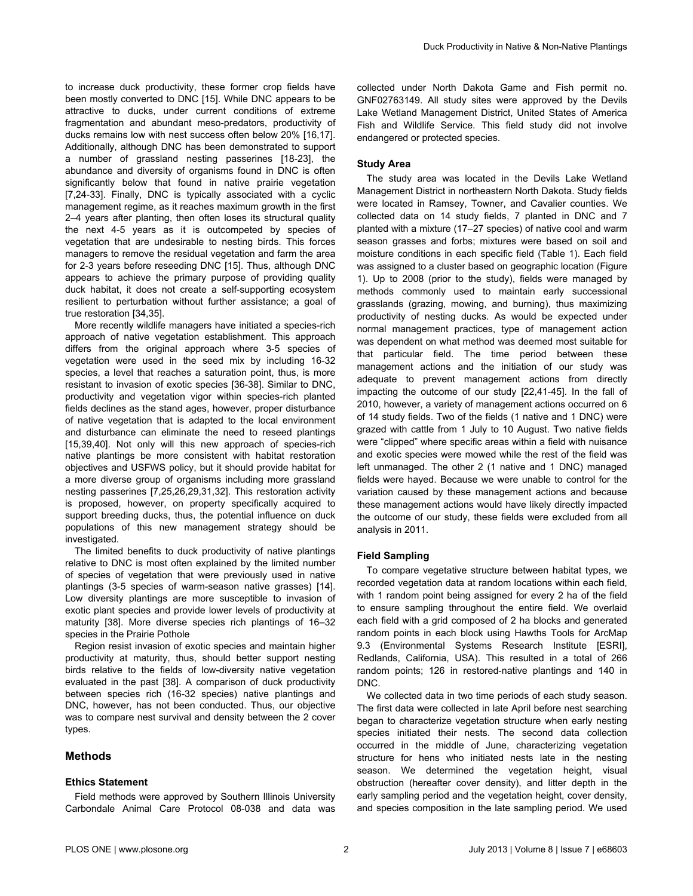to increase duck productivity, these former crop fields have been mostly converted to DNC [15]. While DNC appears to be attractive to ducks, under current conditions of extreme fragmentation and abundant meso-predators, productivity of ducks remains low with nest success often below 20% [16,17]. Additionally, although DNC has been demonstrated to support a number of grassland nesting passerines [18-23], the abundance and diversity of organisms found in DNC is often significantly below that found in native prairie vegetation [7,24-33]. Finally, DNC is typically associated with a cyclic management regime, as it reaches maximum growth in the first 2–4 years after planting, then often loses its structural quality the next 4-5 years as it is outcompeted by species of vegetation that are undesirable to nesting birds. This forces managers to remove the residual vegetation and farm the area for 2-3 years before reseeding DNC [15]. Thus, although DNC appears to achieve the primary purpose of providing quality duck habitat, it does not create a self-supporting ecosystem resilient to perturbation without further assistance; a goal of true restoration [34,35].

More recently wildlife managers have initiated a species-rich approach of native vegetation establishment. This approach differs from the original approach where 3-5 species of vegetation were used in the seed mix by including 16-32 species, a level that reaches a saturation point, thus, is more resistant to invasion of exotic species [36-38]. Similar to DNC, productivity and vegetation vigor within species-rich planted fields declines as the stand ages, however, proper disturbance of native vegetation that is adapted to the local environment and disturbance can eliminate the need to reseed plantings [15,39,40]. Not only will this new approach of species-rich native plantings be more consistent with habitat restoration objectives and USFWS policy, but it should provide habitat for a more diverse group of organisms including more grassland nesting passerines [7,25,26,29,31,32]. This restoration activity is proposed, however, on property specifically acquired to support breeding ducks, thus, the potential influence on duck populations of this new management strategy should be investigated.

The limited benefits to duck productivity of native plantings relative to DNC is most often explained by the limited number of species of vegetation that were previously used in native plantings (3-5 species of warm-season native grasses) [14]. Low diversity plantings are more susceptible to invasion of exotic plant species and provide lower levels of productivity at maturity [38]. More diverse species rich plantings of 16–32 species in the Prairie Pothole

Region resist invasion of exotic species and maintain higher productivity at maturity, thus, should better support nesting birds relative to the fields of low-diversity native vegetation evaluated in the past [38]. A comparison of duck productivity between species rich (16-32 species) native plantings and DNC, however, has not been conducted. Thus, our objective was to compare nest survival and density between the 2 cover types.

## Methods

### Ethics Statement

Field methods were approved by Southern Illinois University Carbondale Animal Care Protocol 08-038 and data was collected under North Dakota Game and Fish permit no. GNF02763149. All study sites were approved by the Devils Lake Wetland Management District, United States of America Fish and Wildlife Service. This field study did not involve endangered or protected species.

### Study Area

The study area was located in the Devils Lake Wetland Management District in northeastern North Dakota. Study fields were located in Ramsey, Towner, and Cavalier counties. We collected data on 14 study fields, 7 planted in DNC and 7 planted with a mixture (17–27 species) of native cool and warm season grasses and forbs; mixtures were based on soil and moisture conditions in each specific field (Table 1). Each field was assigned to a cluster based on geographic location (Figure 1). Up to 2008 (prior to the study), fields were managed by methods commonly used to maintain early successional grasslands (grazing, mowing, and burning), thus maximizing productivity of nesting ducks. As would be expected under normal management practices, type of management action was dependent on what method was deemed most suitable for that particular field. The time period between these management actions and the initiation of our study was adequate to prevent management actions from directly impacting the outcome of our study [22,41-45]. In the fall of 2010, however, a variety of management actions occurred on 6 of 14 study fields. Two of the fields (1 native and 1 DNC) were grazed with cattle from 1 July to 10 August. Two native fields were "clipped" where specific areas within a field with nuisance and exotic species were mowed while the rest of the field was left unmanaged. The other 2 (1 native and 1 DNC) managed fields were hayed. Because we were unable to control for the variation caused by these management actions and because these management actions would have likely directly impacted the outcome of our study, these fields were excluded from all analysis in 2011.

### Field Sampling

To compare vegetative structure between habitat types, we recorded vegetation data at random locations within each field, with 1 random point being assigned for every 2 ha of the field to ensure sampling throughout the entire field. We overlaid each field with a grid composed of 2 ha blocks and generated random points in each block using Hawths Tools for ArcMap 9.3 (Environmental Systems Research Institute [ESRI], Redlands, California, USA). This resulted in a total of 266 random points; 126 in restored-native plantings and 140 in DNC.

We collected data in two time periods of each study season. The first data were collected in late April before nest searching began to characterize vegetation structure when early nesting species initiated their nests. The second data collection occurred in the middle of June, characterizing vegetation structure for hens who initiated nests late in the nesting season. We determined the vegetation height, visual obstruction (hereafter cover density), and litter depth in the early sampling period and the vegetation height, cover density, and species composition in the late sampling period. We used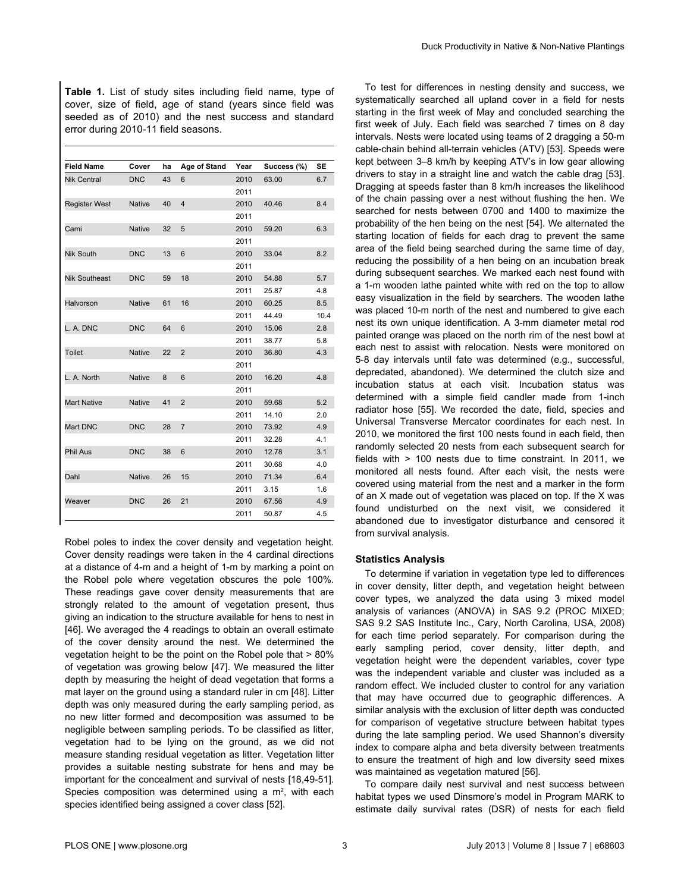**Table 1.** List of study sites including field name, type of cover, size of field, age of stand (years since field was seeded as of 2010) and the nest success and standard error during 2010-11 field seasons.

| Field Name | Cover | ha | Age of Stand | Year | Success (%) | SE |
|---|---|---|---|---|---|---|
| Nik Central | DNC | 43 | 6 | 2010 | 63.00 | 6.7 |
| | | | | 2011 | | |
| Register West | Native | 40 | 4 | 2010 | 40.46 | 8.4 |
| | | | | 2011 | | |
| Cami | Native | 32 | 5 | 2010 | 59.20 | 6.3 |
| | | | | 2011 | | |
| Nik South | DNC | 13 | 6 | 2010 | 33.04 | 8.2 |
| | | | | 2011 | | |
| Nik Southeast | DNC | 59 | 18 | 2010 | 54.88 | 5.7 |
| | | | | 2011 | 25.87 | 4.8 |
| Halvorson | Native | 61 | 16 | 2010 | 60.25 | 8.5 |
| | | | | 2011 | 44.49 | 10.4 |
| L. A. DNC | DNC | 64 | 6 | 2010 | 15.06 | 2.8 |
| | | | | 2011 | 38.77 | 5.8 |
| Toilet | Native | 22 | 2 | 2010 | 36.80 | 4.3 |
| | | | | 2011 | | |
| L. A. North | Native | 8 | 6 | 2010 | 16.20 | 4.8 |
| | | | | 2011 | | |
| Mart Native | Native | 41 | 2 | 2010 | 59.68 | 5.2 |
| | | | | 2011 | 14.10 | 2.0 |
| Mart DNC | DNC | 28 | 7 | 2010 | 73.92 | 4.9 |
| | | | | 2011 | 32.28 | 4.1 |
| Phil Aus | DNC | 38 | 6 | 2010 | 12.78 | 3.1 |
| | | | | 2011 | 30.68 | 4.0 |
| Dahl | Native | 26 | 15 | 2010 | 71.34 | 6.4 |
| | | | | 2011 | 3.15 | 1.6 |
| Weaver | DNC | 26 | 21 | 2010 | 67.56 | 4.9 |
| | | | | 2011 | 50.87 | 4.5 |

Robel poles to index the cover density and vegetation height. Cover density readings were taken in the 4 cardinal directions at a distance of 4-m and a height of 1-m by marking a point on the Robel pole where vegetation obscures the pole 100%. These readings gave cover density measurements that are strongly related to the amount of vegetation present, thus giving an indication to the structure available for hens to nest in [46]. We averaged the 4 readings to obtain an overall estimate of the cover density around the nest. We determined the vegetation height to be the point on the Robel pole that > 80% of vegetation was growing below [47]. We measured the litter depth by measuring the height of dead vegetation that forms a mat layer on the ground using a standard ruler in cm [48]. Litter depth was only measured during the early sampling period, as no new litter formed and decomposition was assumed to be negligible between sampling periods. To be classified as litter, vegetation had to be lying on the ground, as we did not measure standing residual vegetation as litter. Vegetation litter provides a suitable nesting substrate for hens and may be important for the concealment and survival of nests [18,49-51]. Species composition was determined using a $m^2$, with each species identified being assigned a cover class [52].

To test for differences in nesting density and success, we systematically searched all upland cover in a field for nests starting in the first week of May and concluded searching the first week of July. Each field was searched 7 times on 8 day intervals. Nests were located using teams of 2 dragging a 50-m cable-chain behind all-terrain vehicles (ATV) [53]. Speeds were kept between 3–8 km/h by keeping ATV's in low gear allowing drivers to stay in a straight line and watch the cable drag [53]. Dragging at speeds faster than 8 km/h increases the likelihood of the chain passing over a nest without flushing the hen. We searched for nests between 0700 and 1400 to maximize the probability of the hen being on the nest [54]. We alternated the starting location of fields for each drag to prevent the same area of the field being searched during the same time of day, reducing the possibility of a hen being on an incubation break during subsequent searches. We marked each nest found with a 1-m wooden lathe painted white with red on the top to allow easy visualization in the field by searchers. The wooden lathe was placed 10-m north of the nest and numbered to give each nest its own unique identification. A 3-mm diameter metal rod painted orange was placed on the north rim of the nest bowl at each nest to assist with relocation. Nests were monitored on 5-8 day intervals until fate was determined (e.g., successful, depredated, abandoned). We determined the clutch size and incubation status at each visit. Incubation status was determined with a simple field candler made from 1-inch radiator hose [55]. We recorded the date, field, species and Universal Transverse Mercator coordinates for each nest. In 2010, we monitored the first 100 nests found in each field, then randomly selected 20 nests from each subsequent search for fields with > 100 nests due to time constraint. In 2011, we monitored all nests found. After each visit, the nests were covered using material from the nest and a marker in the form of an X made out of vegetation was placed on top. If the X was found undisturbed on the next visit, we considered it abandoned due to investigator disturbance and censored it from survival analysis.

### Statistics Analysis

To determine if variation in vegetation type led to differences in cover density, litter depth, and vegetation height between cover types, we analyzed the data using 3 mixed model analysis of variances (ANOVA) in SAS 9.2 (PROC MIXED; SAS 9.2 SAS Institute Inc., Cary, North Carolina, USA, 2008) for each time period separately. For comparison during the early sampling period, cover density, litter depth, and vegetation height were the dependent variables, cover type was the independent variable and cluster was included as a random effect. We included cluster to control for any variation that may have occurred due to geographic differences. A similar analysis with the exclusion of litter depth was conducted for comparison of vegetative structure between habitat types during the late sampling period. We used Shannon's diversity index to compare alpha and beta diversity between treatments to ensure the treatment of high and low diversity seed mixes was maintained as vegetation matured [56].

To compare daily nest survival and nest success between habitat types we used Dinsmore's model in Program MARK to estimate daily survival rates (DSR) of nests for each field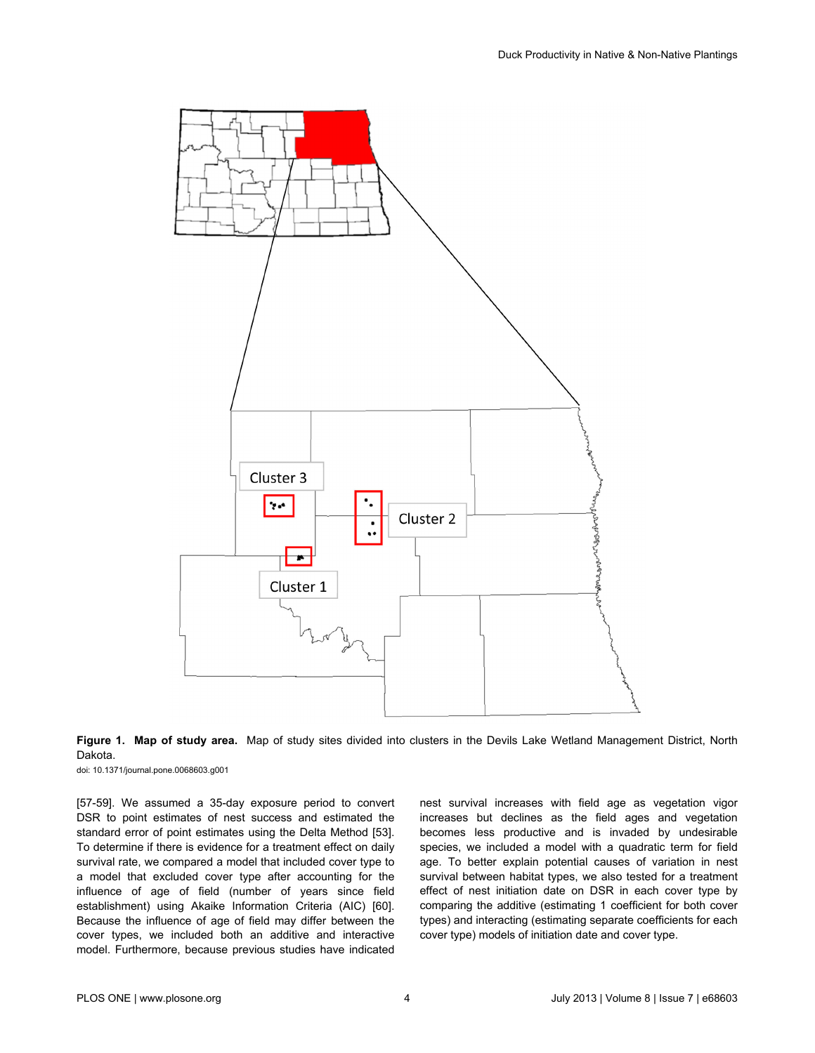**Figure 1. Map of study area.** Map of study sites divided into clusters in the Devils Lake Wetland Management District, North Dakota.

doi: 10.1371/journal.pone.0068603.g001

[57-59]. We assumed a 35-day exposure period to convert DSR to point estimates of nest success and estimated the standard error of point estimates using the Delta Method [53]. To determine if there is evidence for a treatment effect on daily survival rate, we compared a model that included cover type to a model that excluded cover type after accounting for the influence of age of field (number of years since field establishment) using Akaike Information Criteria (AIC) [60]. Because the influence of age of field may differ between the cover types, we included both an additive and interactive model. Furthermore, because previous studies have indicated nest survival increases with field age as vegetation vigor increases but declines as the field ages and vegetation becomes less productive and is invaded by undesirable species, we included a model with a quadratic term for field age. To better explain potential causes of variation in nest survival between habitat types, we also tested for a treatment effect of nest initiation date on DSR in each cover type by comparing the additive (estimating 1 coefficient for both cover types) and interacting (estimating separate coefficients for each cover type) models of initiation date and cover type.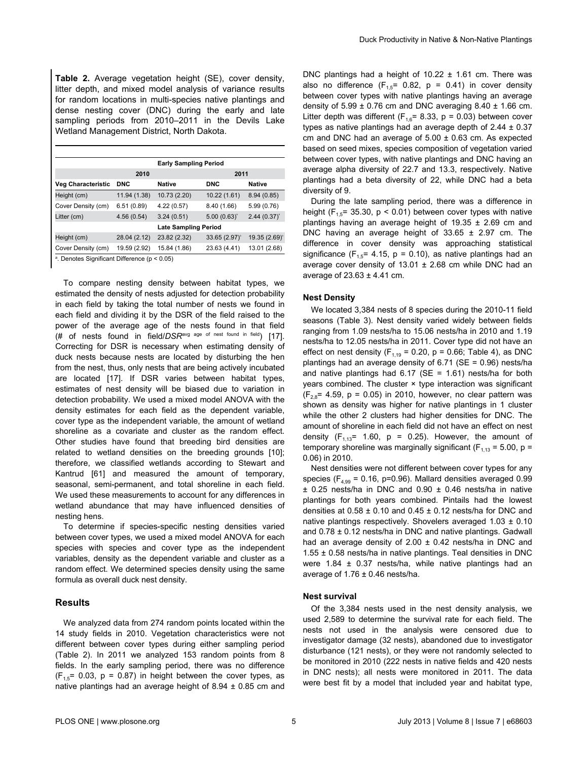**Table 2.** Average vegetation height (SE), cover density, litter depth, and mixed model analysis of variance results for random locations in multi-species native plantings and dense nesting cover (DNC) during the early and late sampling periods from 2010–2011 in the Devils Lake Wetland Management District, North Dakota.

| | Early Sampling Period | | | |
|---|---|---|---|---|
| | 2010 | | 2011 | |
| Veg Characteristic | DNC | Native | DNC | Native |
| Height (cm) | 11.94 (1.38) | 10.73 (2.20) | 10.22 (1.61) | 8.94 (0.85) |
| Cover Density (cm) | 6.51 (0.89) | 4.22 (0.57) | 8.40 (1.66) | 5.99 (0.76) |
| Litter (cm) | 4.56 (0.54) | 3.24 (0.51) | 5.00 (0.63)[a] | 2.44 (0.37)[a] |
| | Late Sampling Period | | | |
| Height (cm) | 28.04 (2.12) | 23.82 (2.32) | 33.65 (2.97)[a] | 19.35 (2.69)[a] |
| Cover Density (cm) | 19.59 (2.92) | 15.84 (1.86) | 23.63 (4.41) | 13.01 (2.68) |

[a]. Denotes Significant Difference ($p < 0.05$)

To compare nesting density between habitat types, we estimated the density of nests adjusted for detection probability in each field by taking the total number of nests we found in each field and dividing it by the DSR of the field raised to the power of the average age of the nests found in that field (# of nests found in field/$DSR^{\text{avg age of nest found in field}}$) [17]. Correcting for DSR is necessary when estimating density of duck nests because nests are located by disturbing the hen from the nest, thus, only nests that are being actively incubated are located [17]. If DSR varies between habitat types, estimates of nest density will be biased due to variation in detection probability. We used a mixed model ANOVA with the density estimates for each field as the dependent variable, cover type as the independent variable, the amount of wetland shoreline as a covariate and cluster as the random effect. Other studies have found that breeding bird densities are related to wetland densities on the breeding grounds [10]; therefore, we classified wetlands according to Stewart and Kantrud [61] and measured the amount of temporary, seasonal, semi-permanent, and total shoreline in each field. We used these measurements to account for any differences in wetland abundance that may have influenced densities of nesting hens.

To determine if species-specific nesting densities varied between cover types, we used a mixed model ANOVA for each species with species and cover type as the independent variables, density as the dependent variable and cluster as a random effect. We determined species density using the same formula as overall duck nest density.

## Results

We analyzed data from 274 random points located within the 14 study fields in 2010. Vegetation characteristics were not different between cover types during either sampling period (Table 2). In 2011 we analyzed 153 random points from 8 fields. In the early sampling period, there was no difference ($F_{1,5}$= 0.03, p = 0.87) in height between the cover types, as native plantings had an average height of 8.94 ± 0.85 cm and DNC plantings had a height of 10.22 ± 1.61 cm. There was also no difference ($F_{1,5}$= 0.82, p = 0.41) in cover density between cover types with native plantings having an average density of 5.99 ± 0.76 cm and DNC averaging 8.40 ± 1.66 cm. Litter depth was different ($F_{1,6}$= 8.33, p = 0.03) between cover types as native plantings had an average depth of 2.44 ± 0.37 cm and DNC had an average of 5.00 ± 0.63 cm. As expected based on seed mixes, species composition of vegetation varied between cover types, with native plantings and DNC having an average alpha diversity of 22.7 and 13.3, respectively. Native plantings had a beta diversity of 22, while DNC had a beta diversity of 9.

During the late sampling period, there was a difference in height ($F_{1,5}$= 35.30, p < 0.01) between cover types with native plantings having an average height of 19.35 ± 2.69 cm and DNC having an average height of 33.65 ± 2.97 cm. The difference in cover density was approaching statistical significance ($F_{1,5}$= 4.15, p = 0.10), as native plantings had an average cover density of 13.01 ± 2.68 cm while DNC had an average of 23.63 ± 4.41 cm.

### Nest Density

We located 3,384 nests of 8 species during the 2010-11 field seasons (Table 3). Nest density varied widely between fields ranging from 1.09 nests/ha to 15.06 nests/ha in 2010 and 1.19 nests/ha to 12.05 nests/ha in 2011. Cover type did not have an effect on nest density ($F_{1,19}$ = 0.20, p = 0.66; Table 4), as DNC plantings had an average density of 6.71 (SE = 0.96) nests/ha and native plantings had 6.17 (SE = 1.61) nests/ha for both years combined. The cluster × type interaction was significant ($F_{2,8}$= 4.59, p = 0.05) in 2010, however, no clear pattern was shown as density was higher for native plantings in 1 cluster while the other 2 clusters had higher densities for DNC. The amount of shoreline in each field did not have an effect on nest density ($F_{1,13}$= 1.60, p = 0.25). However, the amount of temporary shoreline was marginally significant ($F_{1,13}$ = 5.00, p = 0.06) in 2010.

Nest densities were not different between cover types for any species ($F_{4,99}$ = 0.16, p=0.96). Mallard densities averaged 0.99 ± 0.25 nests/ha in DNC and 0.90 ± 0.46 nests/ha in native plantings for both years combined. Pintails had the lowest densities at 0.58 ± 0.10 and 0.45 ± 0.12 nests/ha for DNC and native plantings respectively. Shovelers averaged 1.03 ± 0.10 and 0.78 ± 0.12 nests/ha in DNC and native plantings. Gadwall had an average density of 2.00 ± 0.42 nests/ha in DNC and 1.55 ± 0.58 nests/ha in native plantings. Teal densities in DNC were 1.84 ± 0.37 nests/ha, while native plantings had an average of 1.76 ± 0.46 nests/ha.

### Nest survival

Of the 3,384 nests used in the nest density analysis, we used 2,589 to determine the survival rate for each field. The nests not used in the analysis were censored due to investigator damage (32 nests), abandoned due to investigator disturbance (121 nests), or they were not randomly selected to be monitored in 2010 (222 nests in native fields and 420 nests in DNC nests); all nests were monitored in 2011. The data were best fit by a model that included year and habitat type,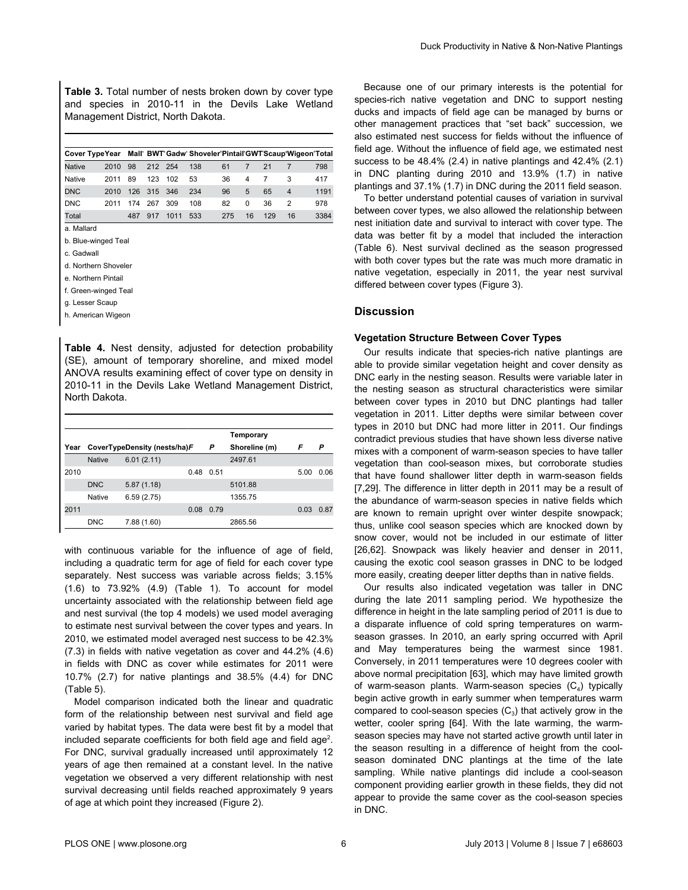**Table 3.** Total number of nests broken down by cover type and species in 2010-11 in the Devils Lake Wetland Management District, North Dakota.

| Cover Type | Year | Mall[a] | BWT[b] | Gadw[c] | Shoveler[d] | Pintail[e] | GWT[f] | Scaup[g] | Wigeon[h] | Total |
|---|---|---|---|---|---|---|---|---|---|---|
| Native | 2010 | 98 | 212 | 254 | 138 | 61 | 7 | 21 | 7 | 798 |
| Native | 2011 | 89 | 123 | 102 | 53 | 36 | 4 | 7 | 3 | 417 |
| DNC | 2010 | 126 | 315 | 346 | 234 | 96 | 5 | 65 | 4 | 1191 |
| DNC | 2011 | 174 | 267 | 309 | 108 | 82 | 0 | 36 | 2 | 978 |
| Total | | 487 | 917 | 1011 | 533 | 275 | 16 | 129 | 16 | 3384 |

a. Mallard

b. Blue-winged Teal

c. Gadwall

d. Northern Shoveler

e. Northern Pintail

f. Green-winged Teal

g. Lesser Scaup

h. American Wigeon

**Table 4.** Nest density, adjusted for detection probability (SE), amount of temporary shoreline, and mixed model ANOVA results examining effect of cover type on density in 2010-11 in the Devils Lake Wetland Management District, North Dakota.

| Year | CoverType | Density (nests/ha) | *F* | *P* | Temporary Shoreline (m) | *F* | *P* |
|---|---|---|---|---|---|---|---|
| | Native | 6.01 (2.11) | | | 2497.61 | | |
| 2010 | | | 0.48 | 0.51 | | 5.00 | 0.06 |
| | DNC | 5.87 (1.18) | | | 5101.88 | | |
| | Native | 6.59 (2.75) | | | 1355.75 | | |
| 2011 | | | 0.08 | 0.79 | | 0.03 | 0.87 |
| | DNC | 7.88 (1.60) | | | 2865.56 | | |

with continuous variable for the influence of age of field, including a quadratic term for age of field for each cover type separately. Nest success was variable across fields; 3.15% (1.6) to 73.92% (4.9) (Table 1). To account for model uncertainty associated with the relationship between field age and nest survival (the top 4 models) we used model averaging to estimate nest survival between the cover types and years. In 2010, we estimated model averaged nest success to be 42.3% (7.3) in fields with native vegetation as cover and 44.2% (4.6) in fields with DNC as cover while estimates for 2011 were 10.7% (2.7) for native plantings and 38.5% (4.4) for DNC (Table 5).

Model comparison indicated both the linear and quadratic form of the relationship between nest survival and field age varied by habitat types. The data were best fit by a model that included separate coefficients for both field age and field age$^2$. For DNC, survival gradually increased until approximately 12 years of age then remained at a constant level. In the native vegetation we observed a very different relationship with nest survival decreasing until fields reached approximately 9 years of age at which point they increased (Figure 2).

Because one of our primary interests is the potential for species-rich native vegetation and DNC to support nesting ducks and impacts of field age can be managed by burns or other management practices that "set back" succession, we also estimated nest success for fields without the influence of field age. Without the influence of field age, we estimated nest success to be 48.4% (2.4) in native plantings and 42.4% (2.1) in DNC planting during 2010 and 13.9% (1.7) in native plantings and 37.1% (1.7) in DNC during the 2011 field season.

To better understand potential causes of variation in survival between cover types, we also allowed the relationship between nest initiation date and survival to interact with cover type. The data was better fit by a model that included the interaction (Table 6). Nest survival declined as the season progressed with both cover types but the rate was much more dramatic in native vegetation, especially in 2011, the year nest survival differed between cover types (Figure 3).

## Discussion

### Vegetation Structure Between Cover Types

Our results indicate that species-rich native plantings are able to provide similar vegetation height and cover density as DNC early in the nesting season. Results were variable later in the nesting season as structural characteristics were similar between cover types in 2010 but DNC plantings had taller vegetation in 2011. Litter depths were similar between cover types in 2010 but DNC had more litter in 2011. Our findings contradict previous studies that have shown less diverse native mixes with a component of warm-season species to have taller vegetation than cool-season mixes, but corroborate studies that have found shallower litter depth in warm-season fields [7,29]. The difference in litter depth in 2011 may be a result of the abundance of warm-season species in native fields which are known to remain upright over winter despite snowpack; thus, unlike cool season species which are knocked down by snow cover, would not be included in our estimate of litter [26,62]. Snowpack was likely heavier and denser in 2011, causing the exotic cool season grasses in DNC to be lodged more easily, creating deeper litter depths than in native fields.

Our results also indicated vegetation was taller in DNC during the late 2011 sampling period. We hypothesize the difference in height in the late sampling period of 2011 is due to a disparate influence of cold spring temperatures on warm-season grasses. In 2010, an early spring occurred with April and May temperatures being the warmest since 1981. Conversely, in 2011 temperatures were 10 degrees cooler with above normal precipitation [63], which may have limited growth of warm-season plants. Warm-season species ($C_4$) typically begin active growth in early summer when temperatures warm compared to cool-season species ($C_3$) that actively grow in the wetter, cooler spring [64]. With the late warming, the warm-season species may have not started active growth until later in the season resulting in a difference of height from the cool-season dominated DNC plantings at the time of the late sampling. While native plantings did include a cool-season component providing earlier growth in these fields, they did not appear to provide the same cover as the cool-season species in DNC.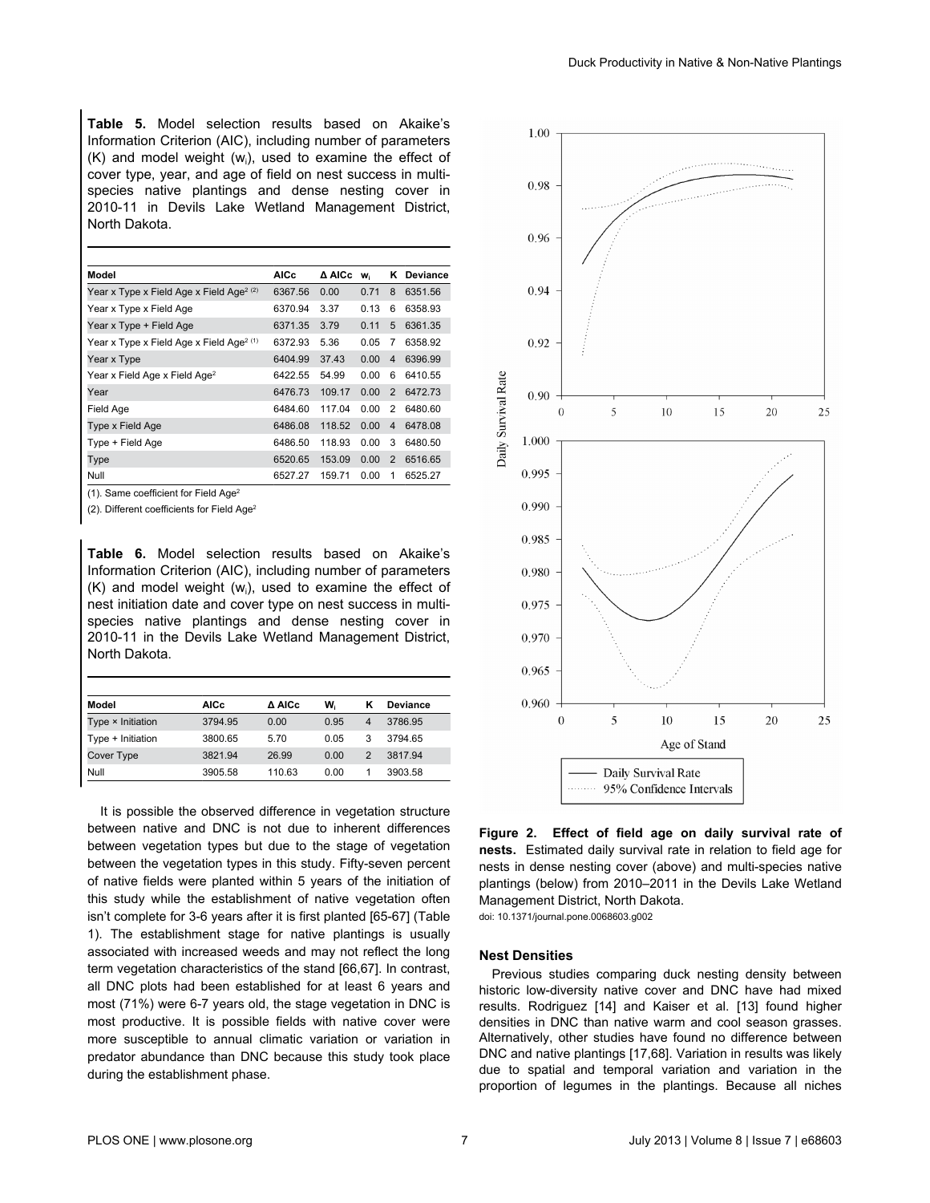**Table 5.** Model selection results based on Akaike's Information Criterion (AIC), including number of parameters (K) and model weight ($w_i$), used to examine the effect of cover type, year, and age of field on nest success in multi-species native plantings and dense nesting cover in 2010-11 in Devils Lake Wetland Management District, North Dakota.

| Model | AICc | Δ AICc | $w_i$ | K | Deviance |
|---|---|---|---|---|---|
| Year x Type x Field Age x Field Age$^2$ (2) | 6367.56 | 0.00 | 0.71 | 8 | 6351.56 |
| Year x Type x Field Age | 6370.94 | 3.37 | 0.13 | 6 | 6358.93 |
| Year x Type + Field Age | 6371.35 | 3.79 | 0.11 | 5 | 6361.35 |
| Year x Type x Field Age x Field Age$^2$ (1) | 6372.93 | 5.36 | 0.05 | 7 | 6358.92 |
| Year x Type | 6404.99 | 37.43 | 0.00 | 4 | 6396.99 |
| Year x Field Age x Field Age$^2$ | 6422.55 | 54.99 | 0.00 | 6 | 6410.55 |
| Year | 6476.73 | 109.17 | 0.00 | 2 | 6472.73 |
| Field Age | 6484.60 | 117.04 | 0.00 | 2 | 6480.60 |
| Type x Field Age | 6486.08 | 118.52 | 0.00 | 4 | 6478.08 |
| Type + Field Age | 6486.50 | 118.93 | 0.00 | 3 | 6480.50 |
| Type | 6520.65 | 153.09 | 0.00 | 2 | 6516.65 |
| Null | 6527.27 | 159.71 | 0.00 | 1 | 6525.27 |

(1). Same coefficient for Field Age$^2$

(2). Different coefficients for Field Age$^2$

**Table 6.** Model selection results based on Akaike's Information Criterion (AIC), including number of parameters (K) and model weight ($w_i$), used to examine the effect of nest initiation date and cover type on nest success in multi-species native plantings and dense nesting cover in 2010-11 in the Devils Lake Wetland Management District, North Dakota.

| Model | AICc | Δ AICc | $W_i$ | K | Deviance |
|---|---|---|---|---|---|
| Type × Initiation | 3794.95 | 0.00 | 0.95 | 4 | 3786.95 |
| Type + Initiation | 3800.65 | 5.70 | 0.05 | 3 | 3794.65 |
| Cover Type | 3821.94 | 26.99 | 0.00 | 2 | 3817.94 |
| Null | 3905.58 | 110.63 | 0.00 | 1 | 3903.58 |

It is possible the observed difference in vegetation structure between native and DNC is not due to inherent differences between vegetation types but due to the stage of vegetation between the vegetation types in this study. Fifty-seven percent of native fields were planted within 5 years of the initiation of this study while the establishment of native vegetation often isn't complete for 3-6 years after it is first planted [65-67] (Table 1). The establishment stage for native plantings is usually associated with increased weeds and may not reflect the long term vegetation characteristics of the stand [66,67]. In contrast, all DNC plots had been established for at least 6 years and most (71%) were 6-7 years old, the stage vegetation in DNC is most productive. It is possible fields with native cover were more susceptible to annual climatic variation or variation in predator abundance than DNC because this study took place during the establishment phase.

**Figure 2. Effect of field age on daily survival rate of nests.** Estimated daily survival rate in relation to field age for nests in dense nesting cover (above) and multi-species native plantings (below) from 2010–2011 in the Devils Lake Wetland Management District, North Dakota.
doi: 10.1371/journal.pone.0068603.g002

### Nest Densities

Previous studies comparing duck nesting density between historic low-diversity native cover and DNC have had mixed results. Rodriguez [14] and Kaiser et al. [13] found higher densities in DNC than native warm and cool season grasses. Alternatively, other studies have found no difference between DNC and native plantings [17,68]. Variation in results was likely due to spatial and temporal variation and variation in the proportion of legumes in the plantings. Because all niches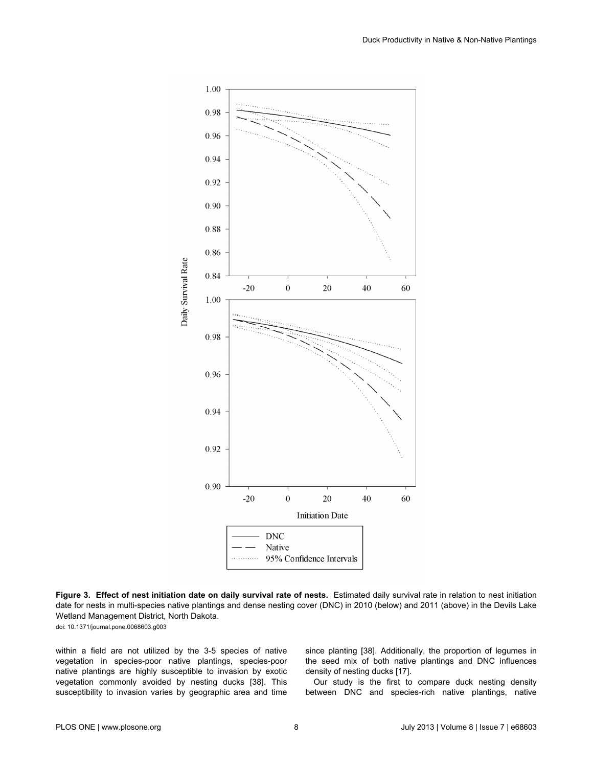Figure 3. Effect of nest initiation date on daily survival rate of nests. Estimated daily survival rate in relation to nest initiation date for nests in multi-species native plantings and dense nesting cover (DNC) in 2010 (below) and 2011 (above) in the Devils Lake Wetland Management District, North Dakota.

doi: 10.1371/journal.pone.0068603.g003

within a field are not utilized by the 3-5 species of native vegetation in species-poor native plantings, species-poor native plantings are highly susceptible to invasion by exotic vegetation commonly avoided by nesting ducks [38]. This susceptibility to invasion varies by geographic area and time since planting [38]. Additionally, the proportion of legumes in the seed mix of both native plantings and DNC influences density of nesting ducks [17].

Our study is the first to compare duck nesting density between DNC and species-rich native plantings, native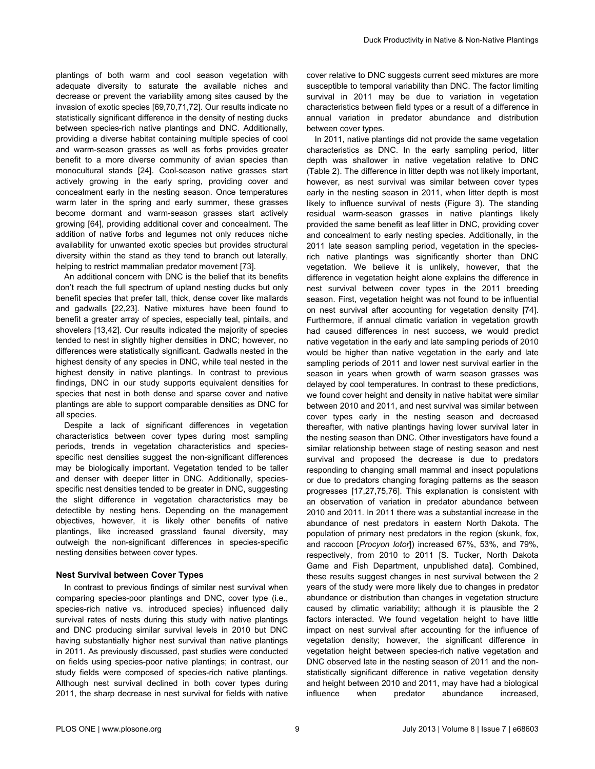plantings of both warm and cool season vegetation with adequate diversity to saturate the available niches and decrease or prevent the variability among sites caused by the invasion of exotic species [69,70,71,72]. Our results indicate no statistically significant difference in the density of nesting ducks between species-rich native plantings and DNC. Additionally, providing a diverse habitat containing multiple species of cool and warm-season grasses as well as forbs provides greater benefit to a more diverse community of avian species than monocultural stands [24]. Cool-season native grasses start actively growing in the early spring, providing cover and concealment early in the nesting season. Once temperatures warm later in the spring and early summer, these grasses become dormant and warm-season grasses start actively growing [64], providing additional cover and concealment. The addition of native forbs and legumes not only reduces niche availability for unwanted exotic species but provides structural diversity within the stand as they tend to branch out laterally, helping to restrict mammalian predator movement [73].

An additional concern with DNC is the belief that its benefits don't reach the full spectrum of upland nesting ducks but only benefit species that prefer tall, thick, dense cover like mallards and gadwalls [22,23]. Native mixtures have been found to benefit a greater array of species, especially teal, pintails, and shovelers [13,42]. Our results indicated the majority of species tended to nest in slightly higher densities in DNC; however, no differences were statistically significant. Gadwalls nested in the highest density of any species in DNC, while teal nested in the highest density in native plantings. In contrast to previous findings, DNC in our study supports equivalent densities for species that nest in both dense and sparse cover and native plantings are able to support comparable densities as DNC for all species.

Despite a lack of significant differences in vegetation characteristics between cover types during most sampling periods, trends in vegetation characteristics and species-specific nest densities suggest the non-significant differences may be biologically important. Vegetation tended to be taller and denser with deeper litter in DNC. Additionally, species-specific nest densities tended to be greater in DNC, suggesting the slight difference in vegetation characteristics may be detectible by nesting hens. Depending on the management objectives, however, it is likely other benefits of native plantings, like increased grassland faunal diversity, may outweigh the non-significant differences in species-specific nesting densities between cover types.

### Nest Survival between Cover Types

In contrast to previous findings of similar nest survival when comparing species-poor plantings and DNC, cover type (i.e., species-rich native vs. introduced species) influenced daily survival rates of nests during this study with native plantings and DNC producing similar survival levels in 2010 but DNC having substantially higher nest survival than native plantings in 2011. As previously discussed, past studies were conducted on fields using species-poor native plantings; in contrast, our study fields were composed of species-rich native plantings. Although nest survival declined in both cover types during 2011, the sharp decrease in nest survival for fields with native cover relative to DNC suggests current seed mixtures are more susceptible to temporal variability than DNC. The factor limiting survival in 2011 may be due to variation in vegetation characteristics between field types or a result of a difference in annual variation in predator abundance and distribution between cover types.

In 2011, native plantings did not provide the same vegetation characteristics as DNC. In the early sampling period, litter depth was shallower in native vegetation relative to DNC (Table 2). The difference in litter depth was not likely important, however, as nest survival was similar between cover types early in the nesting season in 2011, when litter depth is most likely to influence survival of nests (Figure 3). The standing residual warm-season grasses in native plantings likely provided the same benefit as leaf litter in DNC, providing cover and concealment to early nesting species. Additionally, in the 2011 late season sampling period, vegetation in the species-rich native plantings was significantly shorter than DNC vegetation. We believe it is unlikely, however, that the difference in vegetation height alone explains the difference in nest survival between cover types in the 2011 breeding season. First, vegetation height was not found to be influential on nest survival after accounting for vegetation density [74]. Furthermore, if annual climatic variation in vegetation growth had caused differences in nest success, we would predict native vegetation in the early and late sampling periods of 2010 would be higher than native vegetation in the early and late sampling periods of 2011 and lower nest survival earlier in the season in years when growth of warm season grasses was delayed by cool temperatures. In contrast to these predictions, we found cover height and density in native habitat were similar between 2010 and 2011, and nest survival was similar between cover types early in the nesting season and decreased thereafter, with native plantings having lower survival later in the nesting season than DNC. Other investigators have found a similar relationship between stage of nesting season and nest survival and proposed the decrease is due to predators responding to changing small mammal and insect populations or due to predators changing foraging patterns as the season progresses [17,27,75,76]. This explanation is consistent with an observation of variation in predator abundance between 2010 and 2011. In 2011 there was a substantial increase in the abundance of nest predators in eastern North Dakota. The population of primary nest predators in the region (skunk, fox, and raccoon [*Procyon lotor*]) increased 67%, 53%, and 79%, respectively, from 2010 to 2011 [S. Tucker, North Dakota Game and Fish Department, unpublished data]. Combined, these results suggest changes in nest survival between the 2 years of the study were more likely due to changes in predator abundance or distribution than changes in vegetation structure caused by climatic variability; although it is plausible the 2 factors interacted. We found vegetation height to have little impact on nest survival after accounting for the influence of vegetation density; however, the significant difference in vegetation height between species-rich native vegetation and DNC observed late in the nesting season of 2011 and the non-statistically significant difference in native vegetation density and height between 2010 and 2011, may have had a biological influence when predator abundance increased,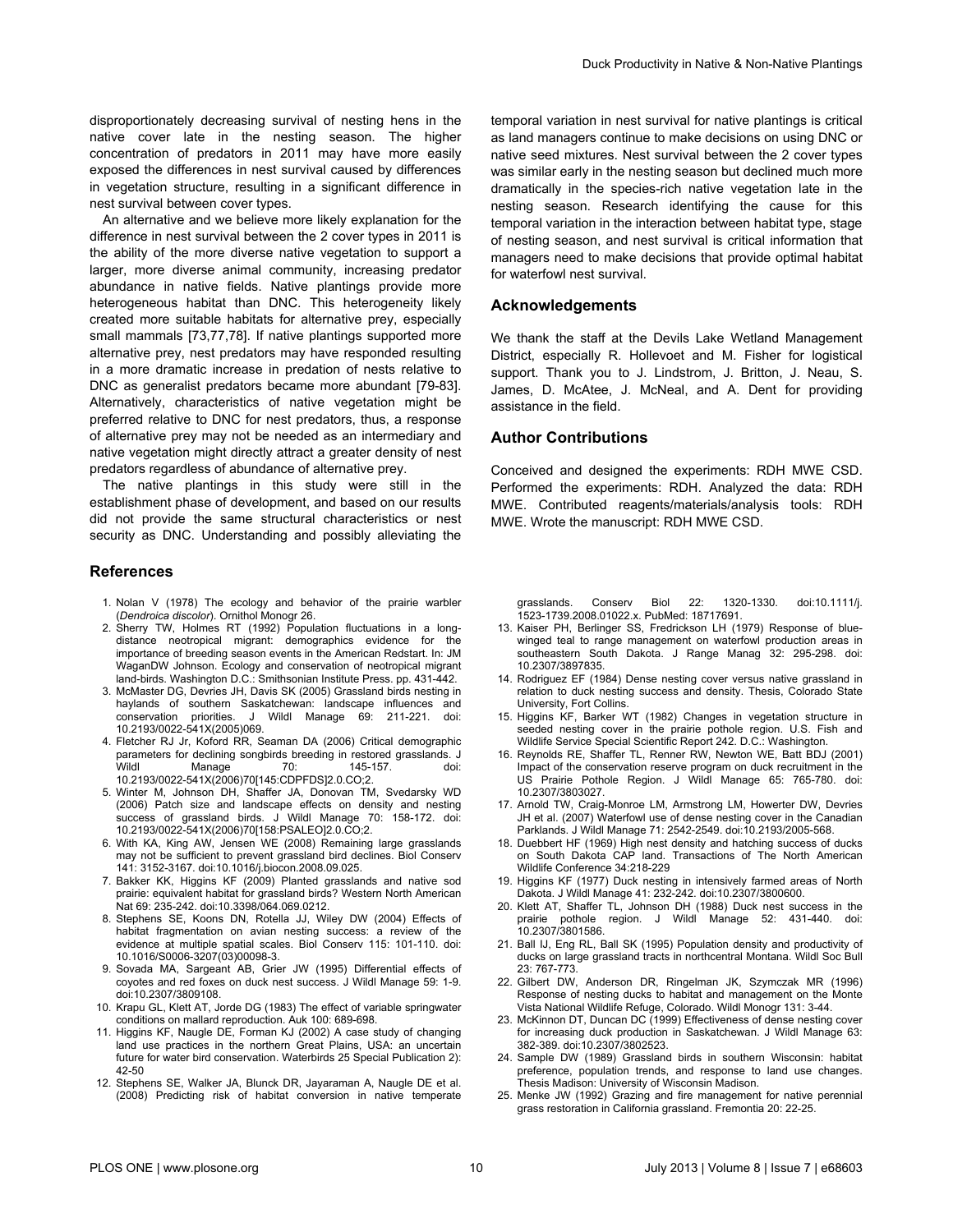disproportionately decreasing survival of nesting hens in the native cover late in the nesting season. The higher concentration of predators in 2011 may have more easily exposed the differences in nest survival caused by differences in vegetation structure, resulting in a significant difference in nest survival between cover types.

An alternative and we believe more likely explanation for the difference in nest survival between the 2 cover types in 2011 is the ability of the more diverse native vegetation to support a larger, more diverse animal community, increasing predator abundance in native fields. Native plantings provide more heterogeneous habitat than DNC. This heterogeneity likely created more suitable habitats for alternative prey, especially small mammals [73,77,78]. If native plantings supported more alternative prey, nest predators may have responded resulting in a more dramatic increase in predation of nests relative to DNC as generalist predators became more abundant [79-83]. Alternatively, characteristics of native vegetation might be preferred relative to DNC for nest predators, thus, a response of alternative prey may not be needed as an intermediary and native vegetation might directly attract a greater density of nest predators regardless of abundance of alternative prey.

The native plantings in this study were still in the establishment phase of development, and based on our results did not provide the same structural characteristics or nest security as DNC. Understanding and possibly alleviating the temporal variation in nest survival for native plantings is critical as land managers continue to make decisions on using DNC or native seed mixtures. Nest survival between the 2 cover types was similar early in the nesting season but declined much more dramatically in the species-rich native vegetation late in the nesting season. Research identifying the cause for this temporal variation in the interaction between habitat type, stage of nesting season, and nest survival is critical information that managers need to make decisions that provide optimal habitat for waterfowl nest survival.

## Acknowledgements

We thank the staff at the Devils Lake Wetland Management District, especially R. Hollevoet and M. Fisher for logistical support. Thank you to J. Lindstrom, J. Britton, J. Neau, S. James, D. McAtee, J. McNeal, and A. Dent for providing assistance in the field.

## Author Contributions

Conceived and designed the experiments: RDH MWE CSD. Performed the experiments: RDH. Analyzed the data: RDH MWE. Contributed reagents/materials/analysis tools: RDH MWE. Wrote the manuscript: RDH MWE CSD.

## References

1. Nolan V (1978) The ecology and behavior of the prairie warbler (*Dendroica discolor*). Ornithol Monogr 26.
2. Sherry TW, Holmes RT (1992) Population fluctuations in a long-distance neotropical migrant: demographics evidence for the importance of breeding season events in the American Redstart. In: JM WaganDW Johnson. Ecology and conservation of neotropical migrant land-birds. Washington D.C.: Smithsonian Institute Press. pp. 431-442.
3. McMaster DG, Devries JH, Davis SK (2005) Grassland birds nesting in haylands of southern Saskatchewan: landscape influences and conservation priorities. J Wildl Manage 69: 211-221. doi: 10.2193/0022-541X(2005)069.
4. Fletcher RJ Jr, Koford RR, Seaman DA (2006) Critical demographic parameters for declining songbirds breeding in restored grasslands. J Wildl Manage 70: 145-157. doi: 10.2193/0022-541X(2006)70[145:CDPFDS]2.0.CO;2.
5. Winter M, Johnson DH, Shaffer JA, Donovan TM, Svedarsky WD (2006) Patch size and landscape effects on density and nesting success of grassland birds. J Wildl Manage 70: 158-172. doi: 10.2193/0022-541X(2006)70[158:PSALEO]2.0.CO;2.
6. With KA, King AW, Jensen WE (2008) Remaining large grasslands may not be sufficient to prevent grassland bird declines. Biol Conserv 141: 3152-3167. doi:10.1016/j.biocon.2008.09.025.
7. Bakker KK, Higgins KF (2009) Planted grasslands and native sod prairie: equivalent habitat for grassland birds? Western North American Nat 69: 235-242. doi:10.3398/064.069.0212.
8. Stephens SE, Koons DN, Rotella JJ, Wiley DW (2004) Effects of habitat fragmentation on avian nesting success: a review of the evidence at multiple spatial scales. Biol Conserv 115: 101-110. doi: 10.1016/S0006-3207(03)00098-3.
9. Sovada MA, Sargeant AB, Grier JW (1995) Differential effects of coyotes and red foxes on duck nest success. J Wildl Manage 59: 1-9. doi:10.2307/3809108.
10. Krapu GL, Klett AT, Jorde DG (1983) The effect of variable springwater conditions on mallard reproduction. Auk 100: 689-698.
11. Higgins KF, Naugle DE, Forman KJ (2002) A case study of changing land use practices in the northern Great Plains, USA: an uncertain future for water bird conservation. Waterbirds 25 Special Publication 2): 42-50
12. Stephens SE, Walker JA, Blunck DR, Jayaraman A, Naugle DE et al. (2008) Predicting risk of habitat conversion in native temperate grasslands. Conserv Biol 22: 1320-1330. doi:10.1111/j.1523-1739.2008.01022.x. PubMed: 18717691.
13. Kaiser PH, Berlinger SS, Fredrickson LH (1979) Response of blue-winged teal to range management on waterfowl production areas in southeastern South Dakota. J Range Manag 32: 295-298. doi: 10.2307/3897835.
14. Rodriguez EF (1984) Dense nesting cover versus native grassland in relation to duck nesting success and density. Thesis, Colorado State University, Fort Collins.
15. Higgins KF, Barker WT (1982) Changes in vegetation structure in seeded nesting cover in the prairie pothole region. U.S. Fish and Wildlife Service Special Scientific Report 242. D.C.: Washington.
16. Reynolds RE, Shaffer TL, Renner RW, Newton WE, Batt BDJ (2001) Impact of the conservation reserve program on duck recruitment in the US Prairie Pothole Region. J Wildl Manage 65: 765-780. doi: 10.2307/3803027.
17. Arnold TW, Craig-Monroe LM, Armstrong LM, Howerter DW, Devries JH et al. (2007) Waterfowl use of dense nesting cover in the Canadian Parklands. J Wildl Manage 71: 2542-2549. doi:10.2193/2005-568.
18. Duebbert HF (1969) High nest density and hatching success of ducks on South Dakota CAP land. Transactions of The North American Wildlife Conference 34:218-229
19. Higgins KF (1977) Duck nesting in intensively farmed areas of North Dakota. J Wildl Manage 41: 232-242. doi:10.2307/3800600.
20. Klett AT, Shaffer TL, Johnson DH (1988) Duck nest success in the prairie pothole region. J Wildl Manage 52: 431-440. doi: 10.2307/3801586.
21. Ball IJ, Eng RL, Ball SK (1995) Population density and productivity of ducks on large grassland tracts in northcentral Montana. Wildl Soc Bull 23: 767-773.
22. Gilbert DW, Anderson DR, Ringelman JK, Szymczak MR (1996) Response of nesting ducks to habitat and management on the Monte Vista National Wildlife Refuge, Colorado. Wildl Monogr 131: 3-44.
23. McKinnon DT, Duncan DC (1999) Effectiveness of dense nesting cover for increasing duck production in Saskatchewan. J Wildl Manage 63: 382-389. doi:10.2307/3802523.
24. Sample DW (1989) Grassland birds in southern Wisconsin: habitat preference, population trends, and response to land use changes. Thesis Madison: University of Wisconsin Madison.
25. Menke JW (1992) Grazing and fire management for native perennial grass restoration in California grassland. Fremontia 20: 22-25.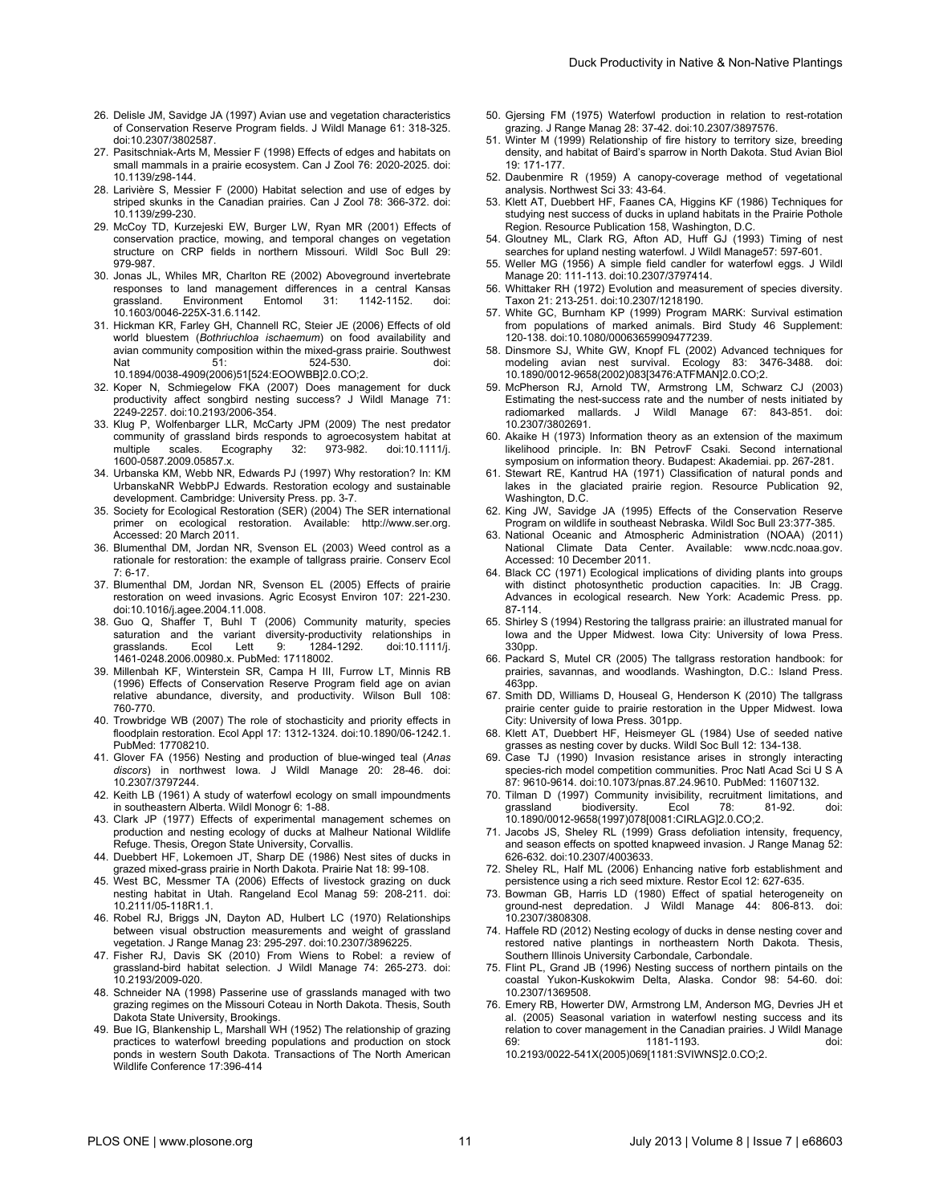26. Delisle JM, Savidge JA (1997) Avian use and vegetation characteristics of Conservation Reserve Program fields. J Wildl Manage 61: 318-325. doi:10.2307/3802587.
27. Pasitschniak-Arts M, Messier F (1998) Effects of edges and habitats on small mammals in a prairie ecosystem. Can J Zool 76: 2020-2025. doi: 10.1139/z98-144.
28. Larivière S, Messier F (2000) Habitat selection and use of edges by striped skunks in the Canadian prairies. Can J Zool 78: 366-372. doi: 10.1139/z99-230.
29. McCoy TD, Kurzejeski EW, Burger LW, Ryan MR (2001) Effects of conservation practice, mowing, and temporal changes on vegetation structure on CRP fields in northern Missouri. Wildl Soc Bull 29: 979-987.
30. Jonas JL, Whiles MR, Charlton RE (2002) Aboveground invertebrate responses to land management differences in a central Kansas grassland. Environment Entomol 31: 1142-1152. doi: 10.1603/0046-225X-31.6.1142.
31. Hickman KR, Farley GH, Channell RC, Steier JE (2006) Effects of old world bluestem (*Bothriuchloa ischaemum*) on food availability and avian community composition within the mixed-grass prairie. Southwest Nat 51: 524-530. doi: 10.1894/0038-4909(2006)51[524:EOOWBB]2.0.CO;2.
32. Koper N, Schmiegelow FKA (2007) Does management for duck productivity affect songbird nesting success? J Wildl Manage 71: 2249-2257. doi:10.2193/2006-354.
33. Klug P, Wolfenbarger LLR, McCarty JPM (2009) The nest predator community of grassland birds responds to agroecosystem habitat at multiple scales. Ecography 32: 973-982. doi:10.1111/j. 1600-0587.2009.05857.x.
34. Urbanska KM, Webb NR, Edwards PJ (1997) Why restoration? In: KM UrbanskaNR WebbPJ Edwards. Restoration ecology and sustainable development. Cambridge: University Press. pp. 3-7.
35. Society for Ecological Restoration (SER) (2004) The SER international primer on ecological restoration. Available: http://www.ser.org. Accessed: 20 March 2011.
36. Blumenthal DM, Jordan NR, Svenson EL (2003) Weed control as a rationale for restoration: the example of tallgrass prairie. Conserv Ecol 7: 6-17.
37. Blumenthal DM, Jordan NR, Svenson EL (2005) Effects of prairie restoration on weed invasions. Agric Ecosyst Environ 107: 221-230. doi:10.1016/j.agee.2004.11.008.
38. Guo Q, Shaffer T, Buhl T (2006) Community maturity, species saturation and the variant diversity-productivity relationships in grasslands. Ecol Lett 9: 1284-1292. doi:10.1111/j. 1461-0248.2006.00980.x. PubMed: 17118002.
39. Millenbah KF, Winterstein SR, Campa H III, Furrow LT, Minnis RB (1996) Effects of Conservation Reserve Program field age on avian relative abundance, diversity, and productivity. Wilson Bull 108: 760-770.
40. Trowbridge WB (2007) The role of stochasticity and priority effects in floodplain restoration. Ecol Appl 17: 1312-1324. doi:10.1890/06-1242.1. PubMed: 17708210.
41. Glover FA (1956) Nesting and production of blue-winged teal (*Anas discors*) in northwest Iowa. J Wildl Manage 20: 28-46. doi: 10.2307/3797244.
42. Keith LB (1961) A study of waterfowl ecology on small impoundments in southeastern Alberta. Wildl Monogr 6: 1-88.
43. Clark JP (1977) Effects of experimental management schemes on production and nesting ecology of ducks at Malheur National Wildlife Refuge. Thesis, Oregon State University, Corvallis.
44. Duebbert HF, Lokemoen JT, Sharp DE (1986) Nest sites of ducks in grazed mixed-grass prairie in North Dakota. Prairie Nat 18: 99-108.
45. West BC, Messmer TA (2006) Effects of livestock grazing on duck nesting habitat in Utah. Rangeland Ecol Manag 59: 208-211. doi: 10.2111/05-118R1.1.
46. Robel RJ, Briggs JN, Dayton AD, Hulbert LC (1970) Relationships between visual obstruction measurements and weight of grassland vegetation. J Range Manag 23: 295-297. doi:10.2307/3896225.
47. Fisher RJ, Davis SK (2010) From Wiens to Robel: a review of grassland-bird habitat selection. J Wildl Manage 74: 265-273. doi: 10.2193/2009-020.
48. Schneider NA (1998) Passerine use of grasslands managed with two grazing regimes on the Missouri Coteau in North Dakota. Thesis, South Dakota State University, Brookings.
49. Bue IG, Blankenship L, Marshall WH (1952) The relationship of grazing practices to waterfowl breeding populations and production on stock ponds in western South Dakota. Transactions of The North American Wildlife Conference 17:396-414
50. Gjersing FM (1975) Waterfowl production in relation to rest-rotation grazing. J Range Manag 28: 37-42. doi:10.2307/3897576.
51. Winter M (1999) Relationship of fire history to territory size, breeding density, and habitat of Baird's sparrow in North Dakota. Stud Avian Biol 19: 171-177.
52. Daubenmire R (1959) A canopy-coverage method of vegetational analysis. Northwest Sci 33: 43-64.
53. Klett AT, Duebbert HF, Faanes CA, Higgins KF (1986) Techniques for studying nest success of ducks in upland habitats in the Prairie Pothole Region. Resource Publication 158, Washington, D.C.
54. Gloutney ML, Clark RG, Afton AD, Huff GJ (1993) Timing of nest searches for upland nesting waterfowl. J Wildl Manage57: 597-601.
55. Weller MG (1956) A simple field candler for waterfowl eggs. J Wildl Manage 20: 111-113. doi:10.2307/3797414.
56. Whittaker RH (1972) Evolution and measurement of species diversity. Taxon 21: 213-251. doi:10.2307/1218190.
57. White GC, Burnham KP (1999) Program MARK: Survival estimation from populations of marked animals. Bird Study 46 Supplement: 120-138. doi:10.1080/00063659909477239.
58. Dinsmore SJ, White GW, Knopf FL (2002) Advanced techniques for modeling avian nest survival. Ecology 83: 3476-3488. doi: 10.1890/0012-9658(2002)083[3476:ATFMAN]2.0.CO;2.
59. McPherson RJ, Arnold TW, Armstrong LM, Schwarz CJ (2003) Estimating the nest-success rate and the number of nests initiated by radiomarked mallards. J Wildl Manage 67: 843-851. doi: 10.2307/3802691.
60. Akaike H (1973) Information theory as an extension of the maximum likelihood principle. In: BN PetrovF Csaki. Second international symposium on information theory. Budapest: Akademiai. pp. 267-281.
61. Stewart RE, Kantrud HA (1971) Classification of natural ponds and lakes in the glaciated prairie region. Resource Publication 92, Washington, D.C.
62. King JW, Savidge JA (1995) Effects of the Conservation Reserve Program on wildlife in southeast Nebraska. Wildl Soc Bull 23:377-385.
63. National Oceanic and Atmospheric Administration (NOAA) (2011) National Climate Data Center. Available: www.ncdc.noaa.gov. Accessed: 10 December 2011.
64. Black CC (1971) Ecological implications of dividing plants into groups with distinct photosynthetic production capacities. In: JB Cragg. Advances in ecological research. New York: Academic Press. pp. 87-114.
65. Shirley S (1994) Restoring the tallgrass prairie: an illustrated manual for Iowa and the Upper Midwest. Iowa City: University of Iowa Press. 330pp.
66. Packard S, Mutel CR (2005) The tallgrass restoration handbook: for prairies, savannas, and woodlands. Washington, D.C.: Island Press. 463pp.
67. Smith DD, Williams D, Houseal G, Henderson K (2010) The tallgrass prairie center guide to prairie restoration in the Upper Midwest. Iowa City: University of Iowa Press. 301pp.
68. Klett AT, Duebbert HF, Heismeyer GL (1984) Use of seeded native grasses as nesting cover by ducks. Wildl Soc Bull 12: 134-138.
69. Case TJ (1990) Invasion resistance arises in strongly interacting species-rich model competition communities. Proc Natl Acad Sci U S A 87: 9610-9614. doi:10.1073/pnas.87.24.9610. PubMed: 11607132.
70. Tilman D (1997) Community invisibility, recruitment limitations, and grassland biodiversity. Ecol 78: 81-92. doi: 10.1890/0012-9658(1997)078[0081:CIRLAG]2.0.CO;2.
71. Jacobs JS, Sheley RL (1999) Grass defoliation intensity, frequency, and season effects on spotted knapweed invasion. J Range Manag 52: 626-632. doi:10.2307/4003633.
72. Sheley RL, Half ML (2006) Enhancing native forb establishment and persistence using a rich seed mixture. Restor Ecol 12: 627-635.
73. Bowman GB, Harris LD (1980) Effect of spatial heterogeneity on ground-nest depredation. J Wildl Manage 44: 806-813. doi: 10.2307/3808308.
74. Haffele RD (2012) Nesting ecology of ducks in dense nesting cover and restored native plantings in northeastern North Dakota. Thesis, Southern Illinois University Carbondale, Carbondale.
75. Flint PL, Grand JB (1996) Nesting success of northern pintails on the coastal Yukon-Kuskokwim Delta, Alaska. Condor 98: 54-60. doi: 10.2307/1369508.
76. Emery RB, Howerter DW, Armstrong LM, Anderson MG, Devries JH et al. (2005) Seasonal variation in waterfowl nesting success and its relation to cover management in the Canadian prairies. J Wildl Manage 69: 1181-1193. doi: 10.2193/0022-541X(2005)069[1181:SVIWNS]2.0.CO;2.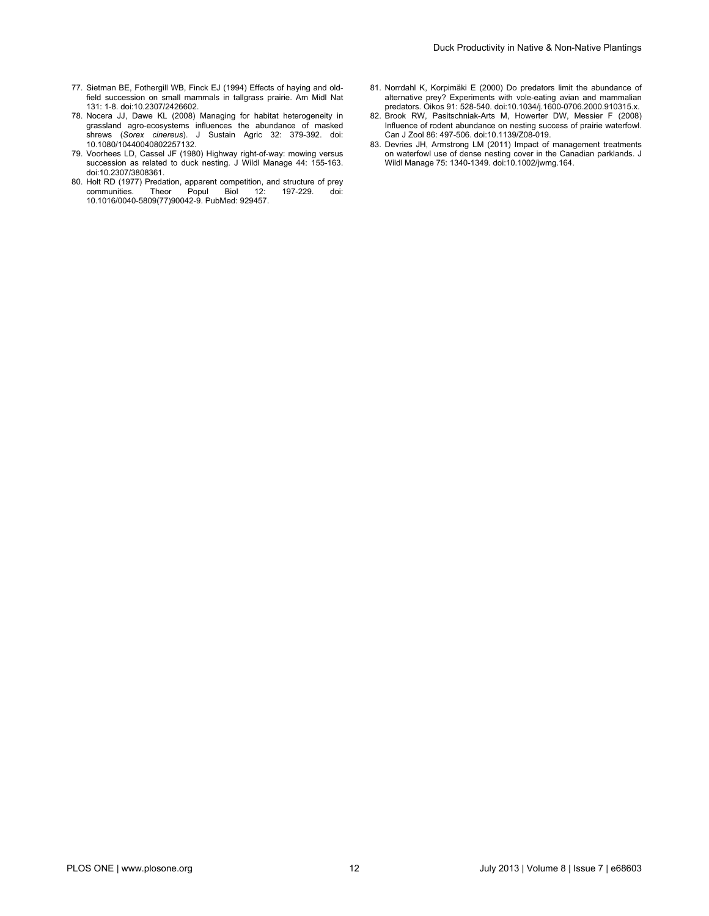77. Sietman BE, Fothergill WB, Finck EJ (1994) Effects of haying and old-field succession on small mammals in tallgrass prairie. Am Midl Nat 131: 1-8. doi:10.2307/2426602.
78. Nocera JJ, Dawe KL (2008) Managing for habitat heterogeneity in grassland agro-ecosystems influences the abundance of masked shrews (*Sorex cinereus*). J Sustain Agric 32: 379-392. doi: 10.1080/10440040802257132.
79. Voorhees LD, Cassel JF (1980) Highway right-of-way: mowing versus succession as related to duck nesting. J Wildl Manage 44: 155-163. doi:10.2307/3808361.
80. Holt RD (1977) Predation, apparent competition, and structure of prey communities. Theor Popul Biol 12: 197-229. doi: 10.1016/0040-5809(77)90042-9. PubMed: 929457.
81. Norrdahl K, Korpimäki E (2000) Do predators limit the abundance of alternative prey? Experiments with vole-eating avian and mammalian predators. Oikos 91: 528-540. doi:10.1034/j.1600-0706.2000.910315.x.
82. Brook RW, Pasitschniak-Arts M, Howerter DW, Messier F (2008) Influence of rodent abundance on nesting success of prairie waterfowl. Can J Zool 86: 497-506. doi:10.1139/Z08-019.
83. Devries JH, Armstrong LM (2011) Impact of management treatments on waterfowl use of dense nesting cover in the Canadian parklands. J Wildl Manage 75: 1340-1349. doi:10.1002/jwmg.164.